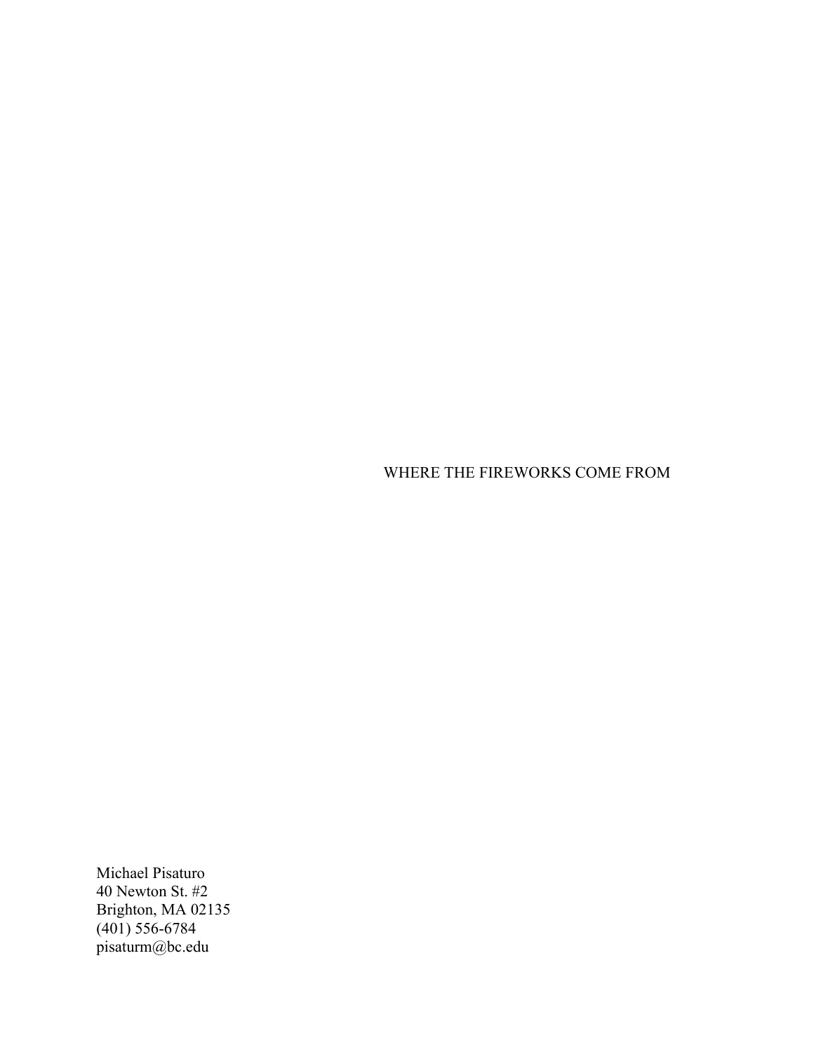# WHERE THE FIREWORKS COME FROM

Michael Pisaturo
40 Newton St. #2
Brighton, MA 02135
(401) 556-6784
pisaturm@bc.edu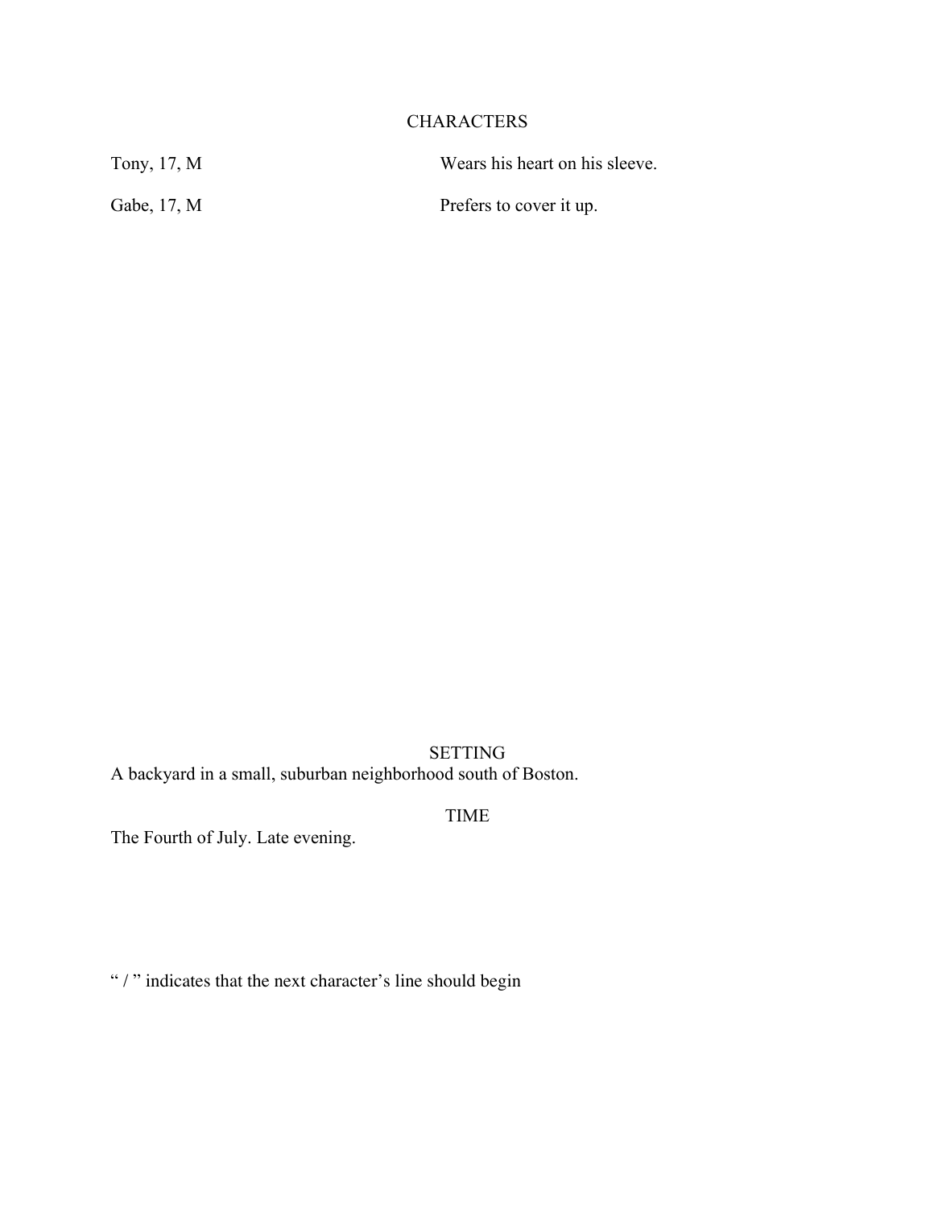## CHARACTERS

| | |
|---|---|
| Tony, 17, M | Wears his heart on his sleeve. |
| Gabe, 17, M | Prefers to cover it up. |

## SETTING

A backyard in a small, suburban neighborhood south of Boston.

## TIME

The Fourth of July. Late evening.

“ / ” indicates that the next character’s line should begin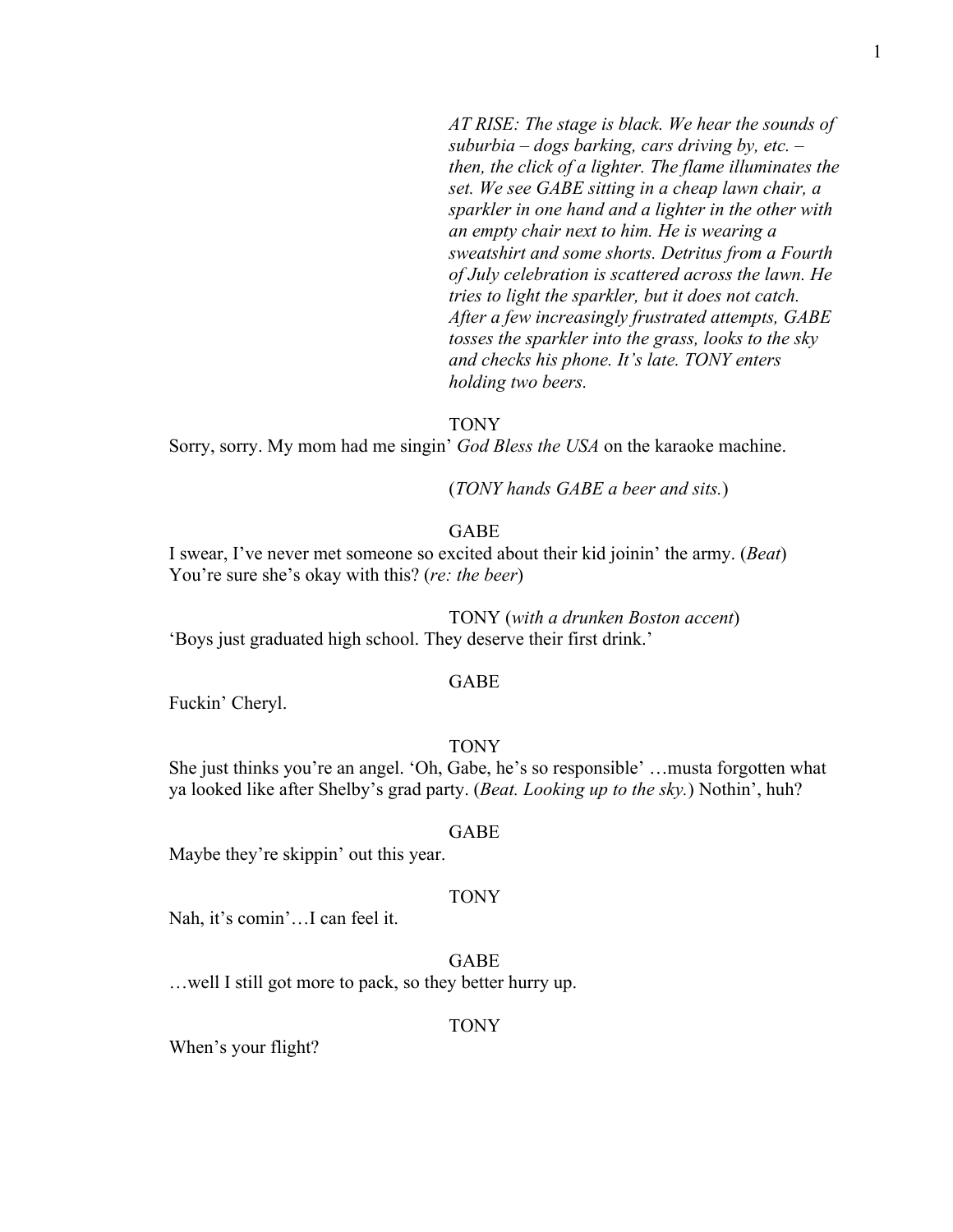*AT RISE: The stage is black. We hear the sounds of suburbia – dogs barking, cars driving by, etc. – then, the click of a lighter. The flame illuminates the set. We see GABE sitting in a cheap lawn chair, a sparkler in one hand and a lighter in the other with an empty chair next to him. He is wearing a sweatshirt and some shorts. Detritus from a Fourth of July celebration is scattered across the lawn. He tries to light the sparkler, but it does not catch. After a few increasingly frustrated attempts, GABE tosses the sparkler into the grass, looks to the sky and checks his phone. It's late. TONY enters holding two beers.*

TONY

Sorry, sorry. My mom had me singin' *God Bless the USA* on the karaoke machine.

(*TONY hands GABE a beer and sits.*)

GABE

I swear, I've never met someone so excited about their kid joinin' the army. (*Beat*) You're sure she's okay with this? (*re: the beer*)

TONY (*with a drunken Boston accent*)

'Boys just graduated high school. They deserve their first drink.'

GABE

Fuckin' Cheryl.

TONY

She just thinks you're an angel. 'Oh, Gabe, he's so responsible' …musta forgotten what ya looked like after Shelby's grad party. (*Beat. Looking up to the sky.*) Nothin', huh?

GABE

Maybe they're skippin' out this year.

TONY

Nah, it's comin'…I can feel it.

GABE

…well I still got more to pack, so they better hurry up.

TONY

When's your flight?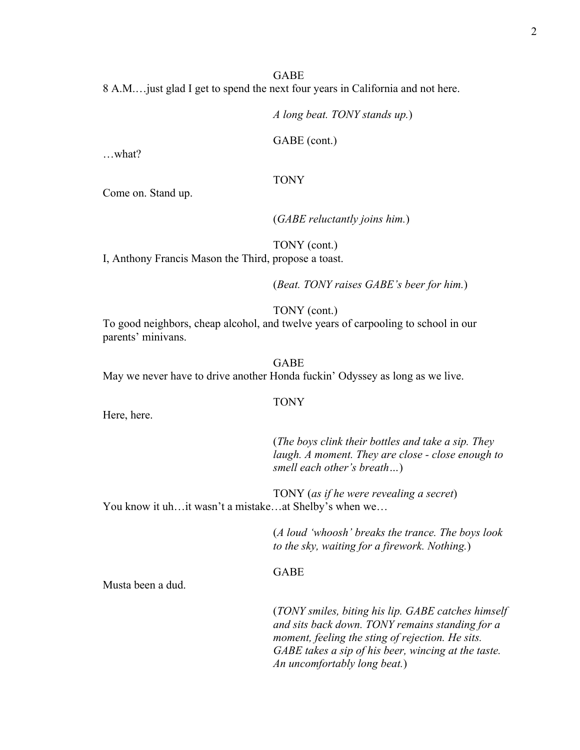GABE

8 A.M.…just glad I get to spend the next four years in California and not here.

*A long beat. TONY stands up.*)

GABE (cont.)

…what?

TONY

Come on. Stand up.

(*GABE reluctantly joins him.*)

TONY (cont.)

I, Anthony Francis Mason the Third, propose a toast.

(*Beat. TONY raises GABE's beer for him.*)

TONY (cont.)

To good neighbors, cheap alcohol, and twelve years of carpooling to school in our parents' minivans.

GABE

May we never have to drive another Honda fuckin' Odyssey as long as we live.

TONY

Here, here.

(*The boys clink their bottles and take a sip. They laugh. A moment. They are close - close enough to smell each other's breath…*)

TONY (*as if he were revealing a secret*)

You know it uh…it wasn't a mistake…at Shelby's when we…

(*A loud 'whoosh' breaks the trance. The boys look to the sky, waiting for a firework. Nothing.*)

GABE

Musta been a dud.

(*TONY smiles, biting his lip. GABE catches himself and sits back down. TONY remains standing for a moment, feeling the sting of rejection. He sits. GABE takes a sip of his beer, wincing at the taste. An uncomfortably long beat.*)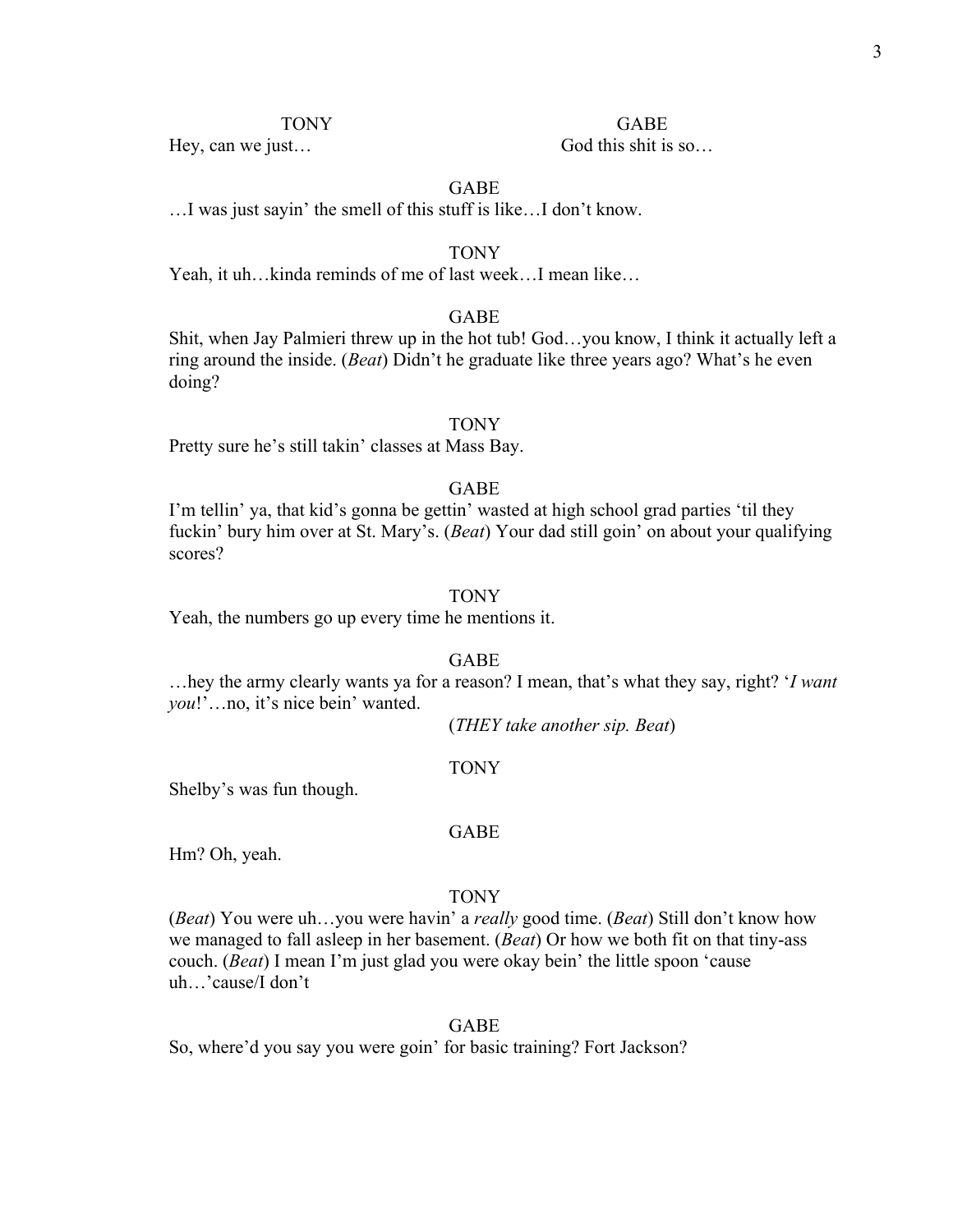TONY
Hey, can we just…

GABE
God this shit is so…

GABE
…I was just sayin' the smell of this stuff is like…I don't know.

TONY
Yeah, it uh…kinda reminds of me of last week…I mean like…

GABE
Shit, when Jay Palmieri threw up in the hot tub! God…you know, I think it actually left a ring around the inside. (*Beat*) Didn't he graduate like three years ago? What's he even doing?

TONY
Pretty sure he's still takin' classes at Mass Bay.

GABE
I'm tellin' ya, that kid's gonna be gettin' wasted at high school grad parties 'til they fuckin' bury him over at St. Mary's. (*Beat*) Your dad still goin' on about your qualifying scores?

TONY
Yeah, the numbers go up every time he mentions it.

GABE
…hey the army clearly wants ya for a reason? I mean, that's what they say, right? '*I want you*!'…no, it's nice bein' wanted.

(*THEY take another sip. Beat*)

TONY
Shelby's was fun though.

GABE
Hm? Oh, yeah.

TONY
(*Beat*) You were uh…you were havin' a *really* good time. (*Beat*) Still don't know how we managed to fall asleep in her basement. (*Beat*) Or how we both fit on that tiny-ass couch. (*Beat*) I mean I'm just glad you were okay bein' the little spoon 'cause uh…'cause/I don't

GABE
So, where'd you say you were goin' for basic training? Fort Jackson?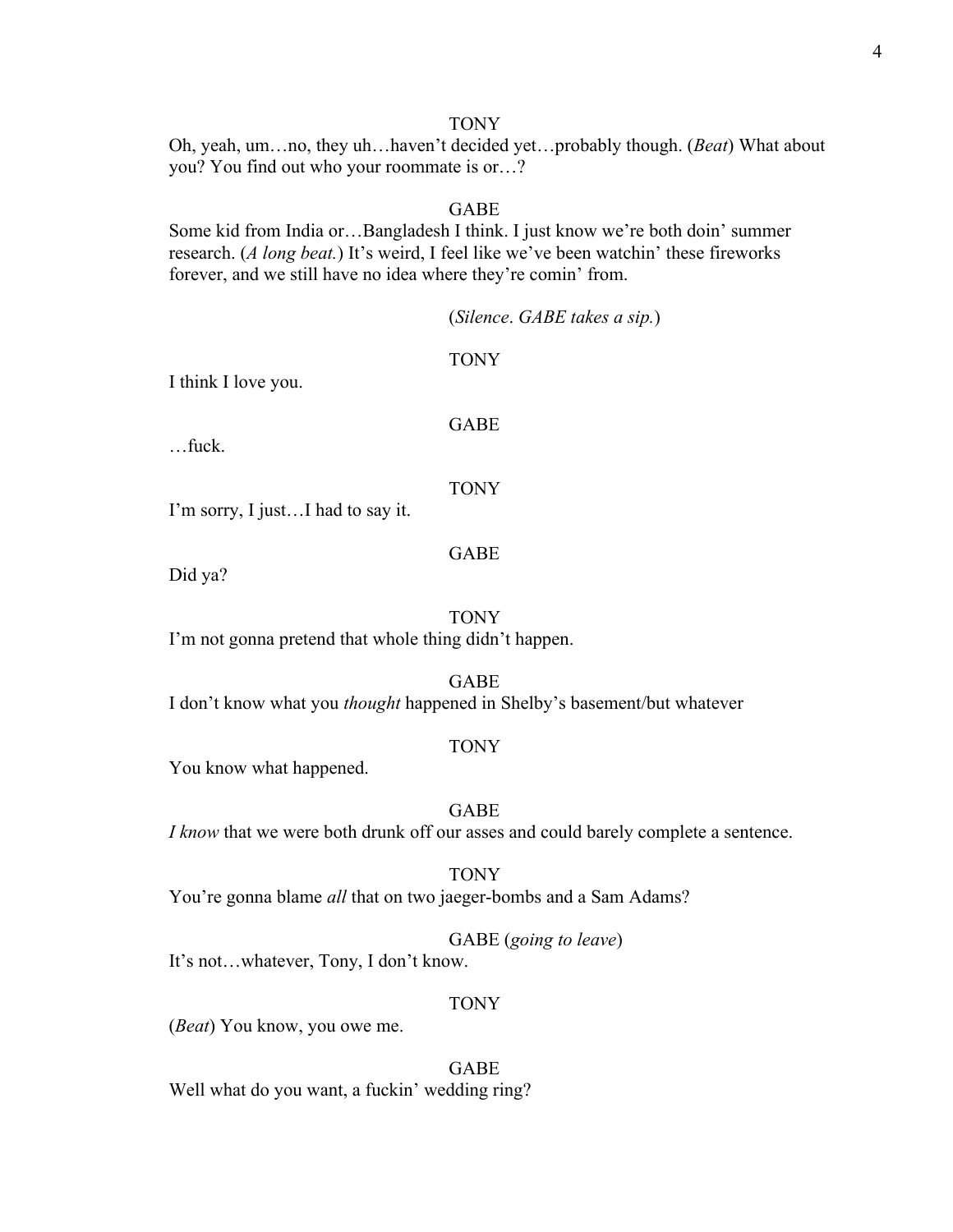TONY

Oh, yeah, um…no, they uh…haven't decided yet…probably though. (*Beat*) What about you? You find out who your roommate is or…?

GABE

Some kid from India or…Bangladesh I think. I just know we're both doin' summer research. (*A long beat.*) It's weird, I feel like we've been watchin' these fireworks forever, and we still have no idea where they're comin' from.

(*Silence*. *GABE takes a sip.*)

TONY

I think I love you.

GABE

…fuck.

TONY

I'm sorry, I just…I had to say it.

GABE

Did ya?

TONY

I'm not gonna pretend that whole thing didn't happen.

GABE

I don't know what you *thought* happened in Shelby's basement/but whatever

TONY

You know what happened.

GABE

*I know* that we were both drunk off our asses and could barely complete a sentence.

TONY

You're gonna blame *all* that on two jaeger-bombs and a Sam Adams?

GABE (*going to leave*)

It's not…whatever, Tony, I don't know.

TONY

(*Beat*) You know, you owe me.

GABE

Well what do you want, a fuckin' wedding ring?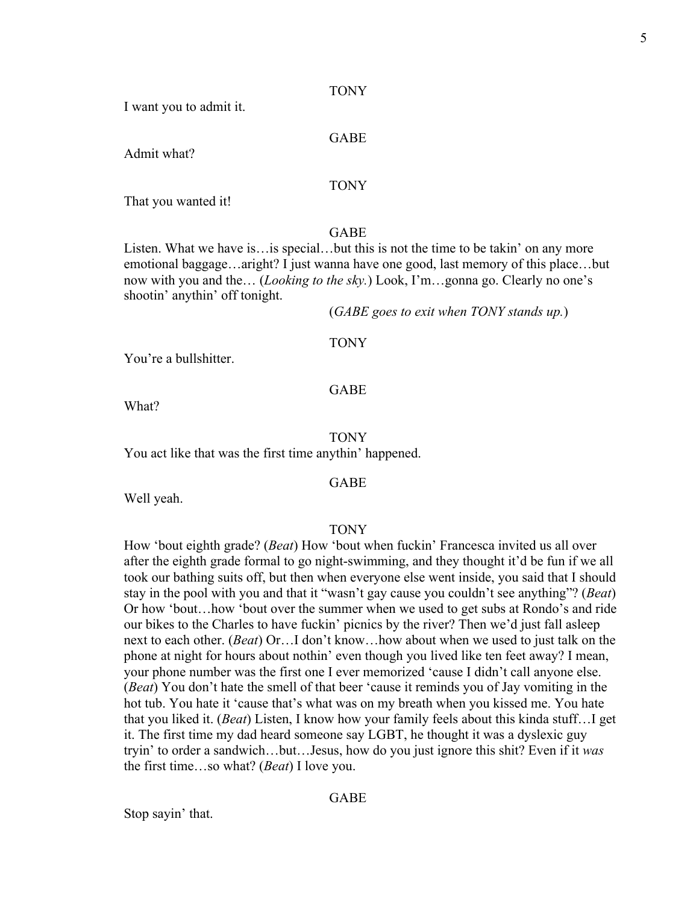TONY

I want you to admit it.

GABE

Admit what?

TONY

That you wanted it!

GABE

Listen. What we have is…is special…but this is not the time to be takin' on any more emotional baggage…aright? I just wanna have one good, last memory of this place…but now with you and the… (*Looking to the sky.*) Look, I'm…gonna go. Clearly no one's shootin' anythin' off tonight.

(*GABE goes to exit when TONY stands up.*)

TONY

You're a bullshitter.

GABE

What?

TONY

You act like that was the first time anythin' happened.

GABE

Well yeah.

TONY

How 'bout eighth grade? (*Beat*) How 'bout when fuckin' Francesca invited us all over after the eighth grade formal to go night-swimming, and they thought it'd be fun if we all took our bathing suits off, but then when everyone else went inside, you said that I should stay in the pool with you and that it "wasn't gay cause you couldn't see anything"? (*Beat*) Or how 'bout…how 'bout over the summer when we used to get subs at Rondo's and ride our bikes to the Charles to have fuckin' picnics by the river? Then we'd just fall asleep next to each other. (*Beat*) Or…I don't know…how about when we used to just talk on the phone at night for hours about nothin' even though you lived like ten feet away? I mean, your phone number was the first one I ever memorized 'cause I didn't call anyone else. (*Beat*) You don't hate the smell of that beer 'cause it reminds you of Jay vomiting in the hot tub. You hate it 'cause that's what was on my breath when you kissed me. You hate that you liked it. (*Beat*) Listen, I know how your family feels about this kinda stuff…I get it. The first time my dad heard someone say LGBT, he thought it was a dyslexic guy tryin' to order a sandwich…but…Jesus, how do you just ignore this shit? Even if it *was* the first time…so what? (*Beat*) I love you.

GABE

Stop sayin' that.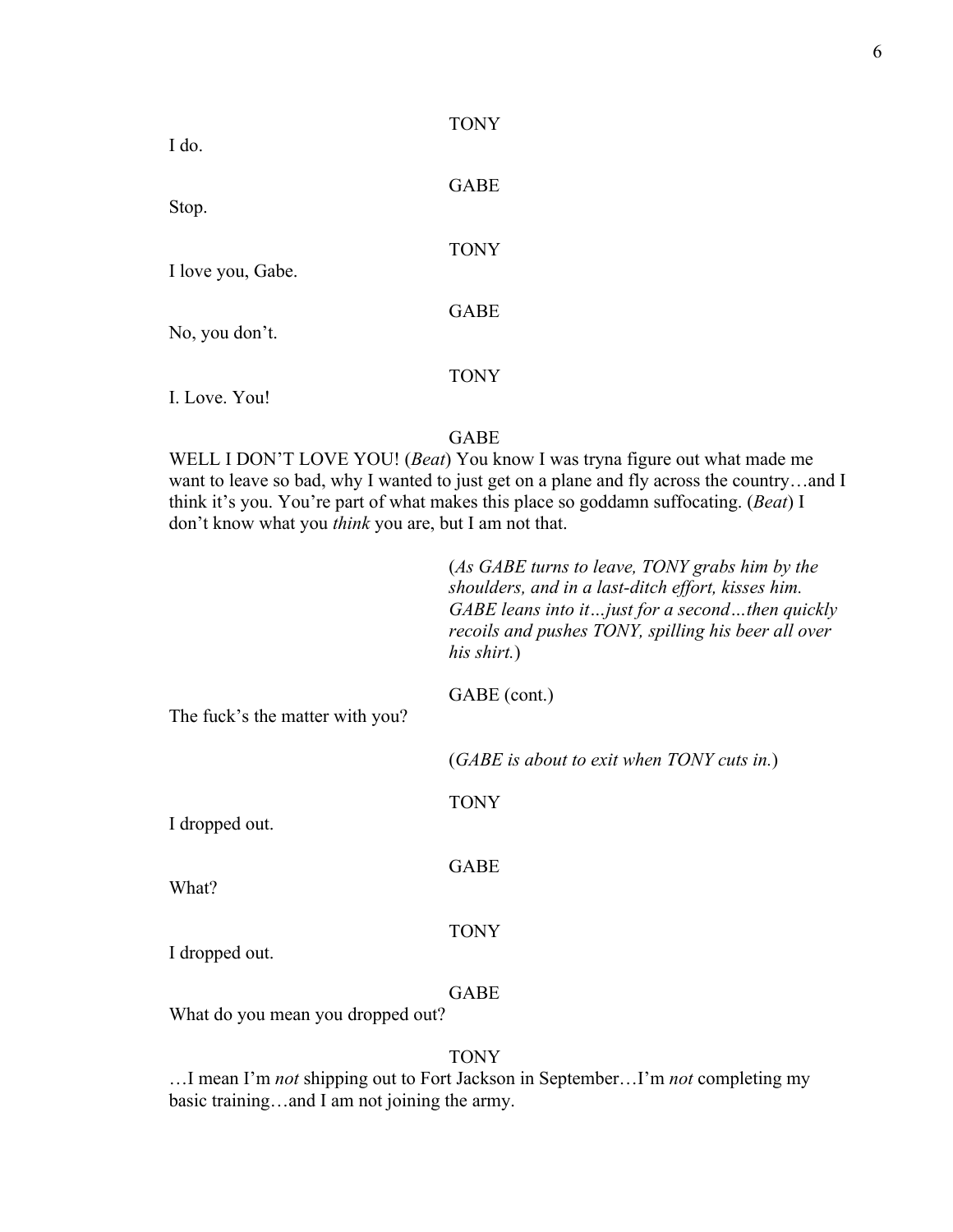TONY

I do.

GABE

Stop.

TONY

I love you, Gabe.

GABE

No, you don't.

TONY

I. Love. You!

GABE

WELL I DON'T LOVE YOU! (*Beat*) You know I was tryna figure out what made me want to leave so bad, why I wanted to just get on a plane and fly across the country…and I think it's you. You're part of what makes this place so goddamn suffocating. (*Beat*) I don't know what you *think* you are, but I am not that.

(*As GABE turns to leave, TONY grabs him by the shoulders, and in a last-ditch effort, kisses him. GABE leans into it…just for a second…then quickly recoils and pushes TONY, spilling his beer all over his shirt.*)

GABE (cont.)

The fuck's the matter with you?

(*GABE is about to exit when TONY cuts in.*)

TONY

I dropped out.

GABE

What?

TONY

I dropped out.

GABE

What do you mean you dropped out?

TONY

…I mean I'm *not* shipping out to Fort Jackson in September…I'm *not* completing my basic training…and I am not joining the army.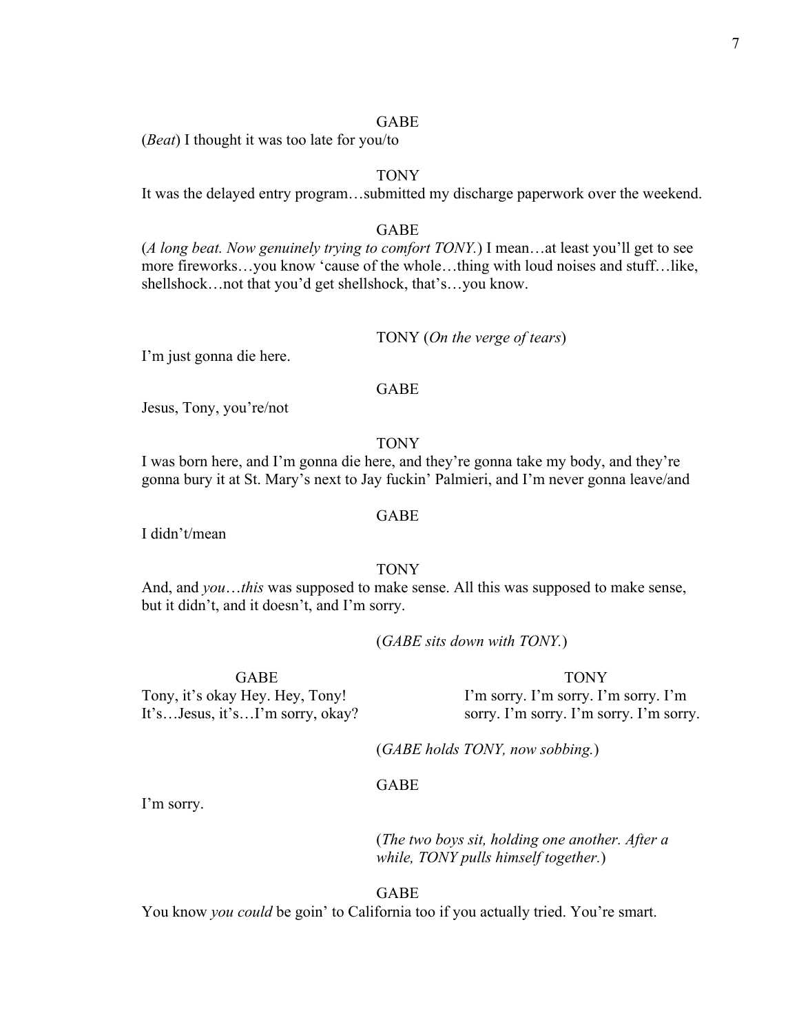GABE

(*Beat*) I thought it was too late for you/to

TONY

It was the delayed entry program…submitted my discharge paperwork over the weekend.

GABE

(*A long beat. Now genuinely trying to comfort TONY.*) I mean…at least you'll get to see more fireworks…you know 'cause of the whole…thing with loud noises and stuff…like, shellshock…not that you'd get shellshock, that's…you know.

TONY (*On the verge of tears*)

I'm just gonna die here.

GABE

Jesus, Tony, you're/not

TONY

I was born here, and I'm gonna die here, and they're gonna take my body, and they're gonna bury it at St. Mary's next to Jay fuckin' Palmieri, and I'm never gonna leave/and

GABE

I didn't/mean

TONY

And, and *you*…*this* was supposed to make sense. All this was supposed to make sense, but it didn't, and it doesn't, and I'm sorry.

(*GABE sits down with TONY.*)

GABE

Tony, it's okay Hey. Hey, Tony! It's…Jesus, it's…I'm sorry, okay?

TONY

I'm sorry. I'm sorry. I'm sorry. I'm sorry. I'm sorry. I'm sorry. I'm sorry.

(*GABE holds TONY, now sobbing.*)

GABE

I'm sorry.

(*The two boys sit, holding one another. After a while, TONY pulls himself together.*)

GABE

You know *you could* be goin' to California too if you actually tried. You're smart.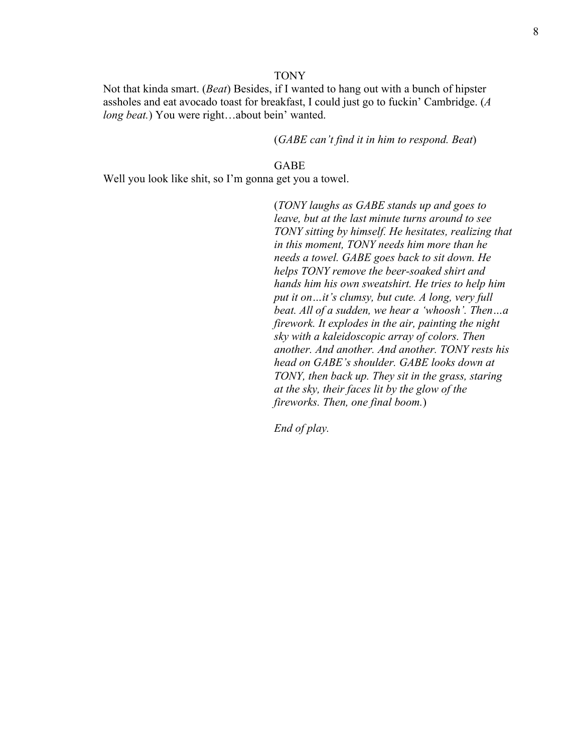TONY

Not that kinda smart. (*Beat*) Besides, if I wanted to hang out with a bunch of hipster assholes and eat avocado toast for breakfast, I could just go to fuckin' Cambridge. (*A long beat.*) You were right…about bein' wanted.

(*GABE can't find it in him to respond. Beat*)

GABE

Well you look like shit, so I'm gonna get you a towel.

(*TONY laughs as GABE stands up and goes to leave, but at the last minute turns around to see TONY sitting by himself. He hesitates, realizing that in this moment, TONY needs him more than he needs a towel. GABE goes back to sit down. He helps TONY remove the beer-soaked shirt and hands him his own sweatshirt. He tries to help him put it on…it's clumsy, but cute. A long, very full beat. All of a sudden, we hear a 'whoosh'. Then…a firework. It explodes in the air, painting the night sky with a kaleidoscopic array of colors. Then another. And another. And another. TONY rests his head on GABE's shoulder. GABE looks down at TONY, then back up. They sit in the grass, staring at the sky, their faces lit by the glow of the fireworks. Then, one final boom.*)

*End of play.*